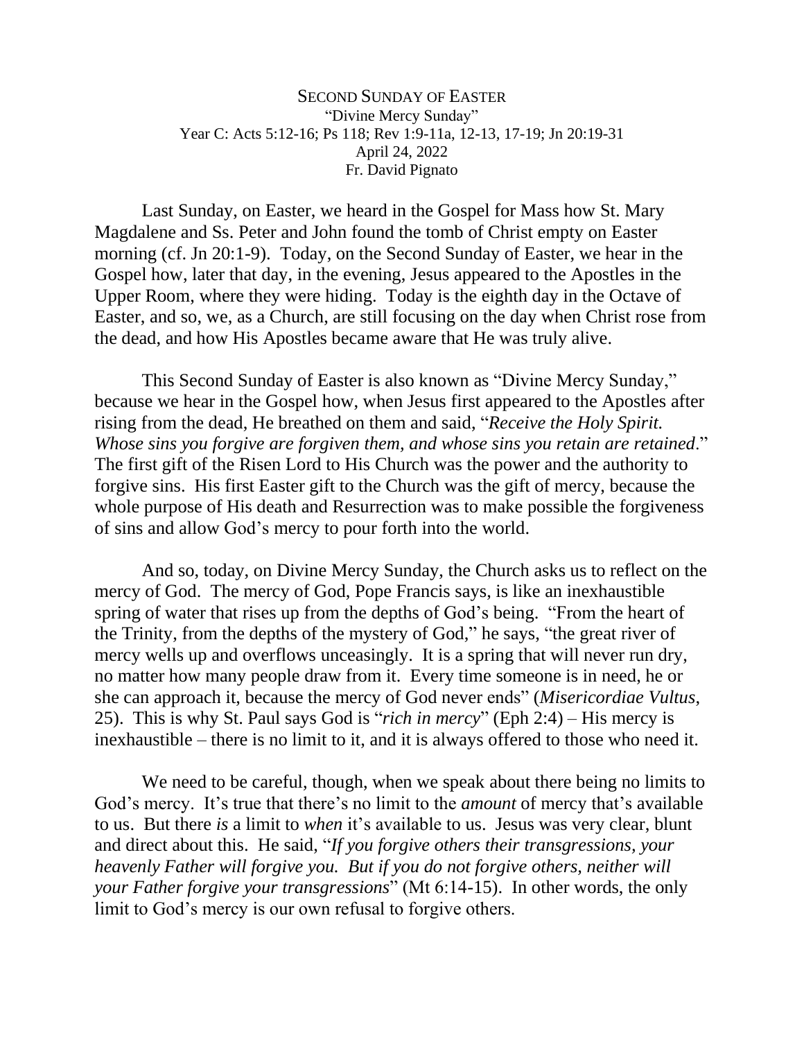# SECOND SUNDAY OF EASTER

"Divine Mercy Sunday"
Year C: Acts 5:12-16; Ps 118; Rev 1:9-11a, 12-13, 17-19; Jn 20:19-31
April 24, 2022
Fr. David Pignato

Last Sunday, on Easter, we heard in the Gospel for Mass how St. Mary Magdalene and Ss. Peter and John found the tomb of Christ empty on Easter morning (cf. Jn 20:1-9). Today, on the Second Sunday of Easter, we hear in the Gospel how, later that day, in the evening, Jesus appeared to the Apostles in the Upper Room, where they were hiding. Today is the eighth day in the Octave of Easter, and so, we, as a Church, are still focusing on the day when Christ rose from the dead, and how His Apostles became aware that He was truly alive.

This Second Sunday of Easter is also known as "Divine Mercy Sunday," because we hear in the Gospel how, when Jesus first appeared to the Apostles after rising from the dead, He breathed on them and said, "*Receive the Holy Spirit. Whose sins you forgive are forgiven them, and whose sins you retain are retained*." The first gift of the Risen Lord to His Church was the power and the authority to forgive sins. His first Easter gift to the Church was the gift of mercy, because the whole purpose of His death and Resurrection was to make possible the forgiveness of sins and allow God's mercy to pour forth into the world.

And so, today, on Divine Mercy Sunday, the Church asks us to reflect on the mercy of God. The mercy of God, Pope Francis says, is like an inexhaustible spring of water that rises up from the depths of God's being. "From the heart of the Trinity, from the depths of the mystery of God," he says, "the great river of mercy wells up and overflows unceasingly. It is a spring that will never run dry, no matter how many people draw from it. Every time someone is in need, he or she can approach it, because the mercy of God never ends" (*Misericordiae Vultus*, 25). This is why St. Paul says God is "*rich in mercy*" (Eph 2:4) – His mercy is inexhaustible – there is no limit to it, and it is always offered to those who need it.

We need to be careful, though, when we speak about there being no limits to God's mercy. It's true that there's no limit to the *amount* of mercy that's available to us. But there *is* a limit to *when* it's available to us. Jesus was very clear, blunt and direct about this. He said, "*If you forgive others their transgressions, your heavenly Father will forgive you. But if you do not forgive others, neither will your Father forgive your transgressions*" (Mt 6:14-15). In other words, the only limit to God's mercy is our own refusal to forgive others.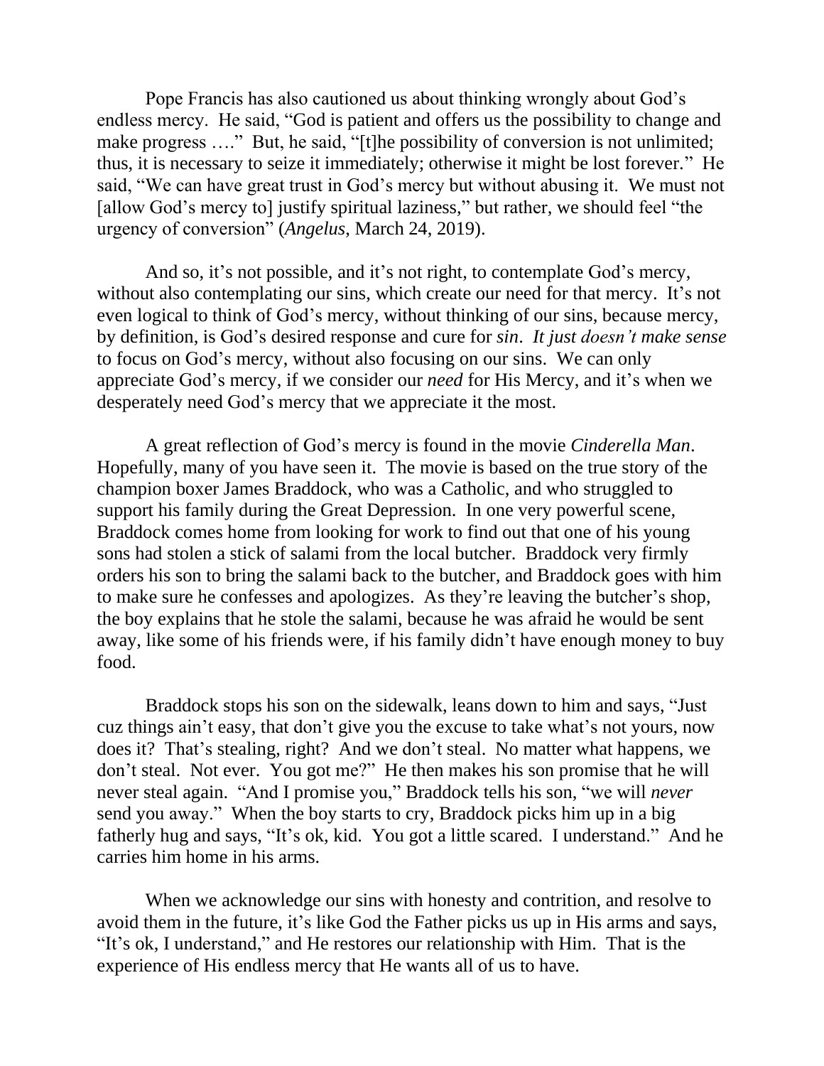Pope Francis has also cautioned us about thinking wrongly about God's endless mercy. He said, "God is patient and offers us the possibility to change and make progress …." But, he said, "[t]he possibility of conversion is not unlimited; thus, it is necessary to seize it immediately; otherwise it might be lost forever." He said, "We can have great trust in God's mercy but without abusing it. We must not [allow God's mercy to] justify spiritual laziness," but rather, we should feel "the urgency of conversion" (*Angelus*, March 24, 2019).

And so, it's not possible, and it's not right, to contemplate God's mercy, without also contemplating our sins, which create our need for that mercy. It's not even logical to think of God's mercy, without thinking of our sins, because mercy, by definition, is God's desired response and cure for *sin*. *It just doesn't make sense* to focus on God's mercy, without also focusing on our sins. We can only appreciate God's mercy, if we consider our *need* for His Mercy, and it's when we desperately need God's mercy that we appreciate it the most.

A great reflection of God's mercy is found in the movie *Cinderella Man*. Hopefully, many of you have seen it. The movie is based on the true story of the champion boxer James Braddock, who was a Catholic, and who struggled to support his family during the Great Depression. In one very powerful scene, Braddock comes home from looking for work to find out that one of his young sons had stolen a stick of salami from the local butcher. Braddock very firmly orders his son to bring the salami back to the butcher, and Braddock goes with him to make sure he confesses and apologizes. As they're leaving the butcher's shop, the boy explains that he stole the salami, because he was afraid he would be sent away, like some of his friends were, if his family didn't have enough money to buy food.

Braddock stops his son on the sidewalk, leans down to him and says, "Just cuz things ain't easy, that don't give you the excuse to take what's not yours, now does it? That's stealing, right? And we don't steal. No matter what happens, we don't steal. Not ever. You got me?" He then makes his son promise that he will never steal again. "And I promise you," Braddock tells his son, "we will *never* send you away." When the boy starts to cry, Braddock picks him up in a big fatherly hug and says, "It's ok, kid. You got a little scared. I understand." And he carries him home in his arms.

When we acknowledge our sins with honesty and contrition, and resolve to avoid them in the future, it's like God the Father picks us up in His arms and says, "It's ok, I understand," and He restores our relationship with Him. That is the experience of His endless mercy that He wants all of us to have.